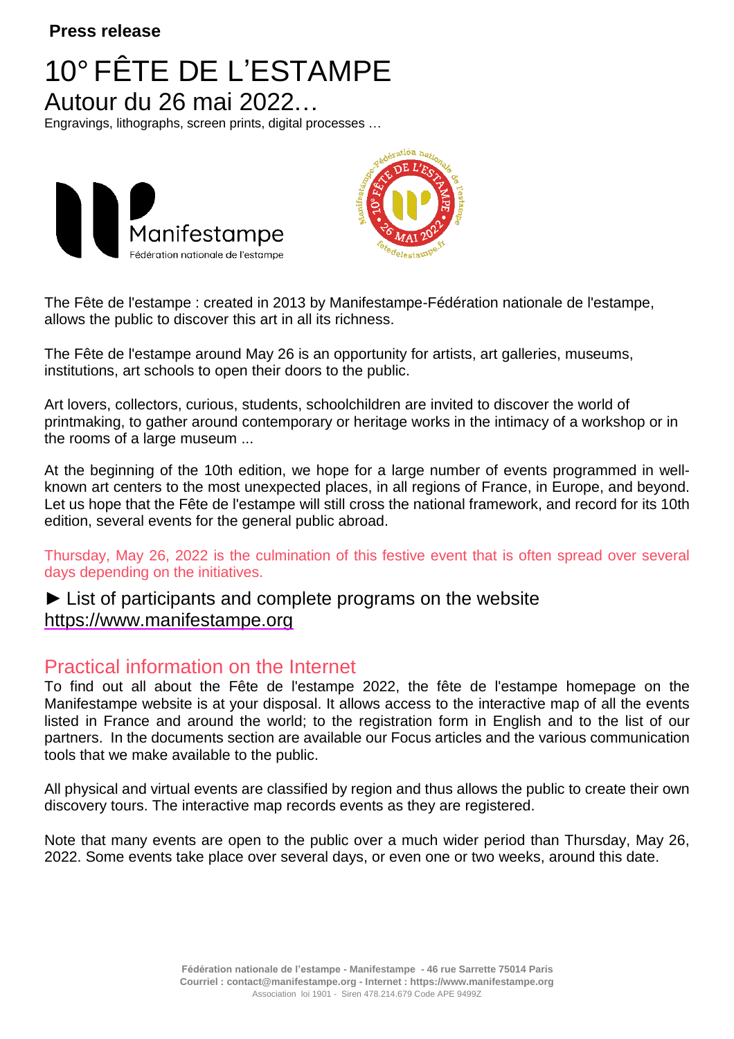**Press release**

# 10° FÊTE DE L'ESTAMPE

## Autour du 26 mai 2022…

Engravings, lithographs, screen prints, digital processes …

The Fête de l'estampe : created in 2013 by Manifestampe-Fédération nationale de l'estampe, allows the public to discover this art in all its richness.

The Fête de l'estampe around May 26 is an opportunity for artists, art galleries, museums, institutions, art schools to open their doors to the public.

Art lovers, collectors, curious, students, schoolchildren are invited to discover the world of printmaking, to gather around contemporary or heritage works in the intimacy of a workshop or in the rooms of a large museum ...

At the beginning of the 10th edition, we hope for a large number of events programmed in well-known art centers to the most unexpected places, in all regions of France, in Europe, and beyond. Let us hope that the Fête de l'estampe will still cross the national framework, and record for its 10th edition, several events for the general public abroad.

Thursday, May 26, 2022 is the culmination of this festive event that is often spread over several days depending on the initiatives.

► List of participants and complete programs on the website https://www.manifestampe.org

## Practical information on the Internet

To find out all about the Fête de l'estampe 2022, the fête de l'estampe homepage on the Manifestampe website is at your disposal. It allows access to the interactive map of all the events listed in France and around the world; to the registration form in English and to the list of our partners. In the documents section are available our Focus articles and the various communication tools that we make available to the public.

All physical and virtual events are classified by region and thus allows the public to create their own discovery tours. The interactive map records events as they are registered.

Note that many events are open to the public over a much wider period than Thursday, May 26, 2022. Some events take place over several days, or even one or two weeks, around this date.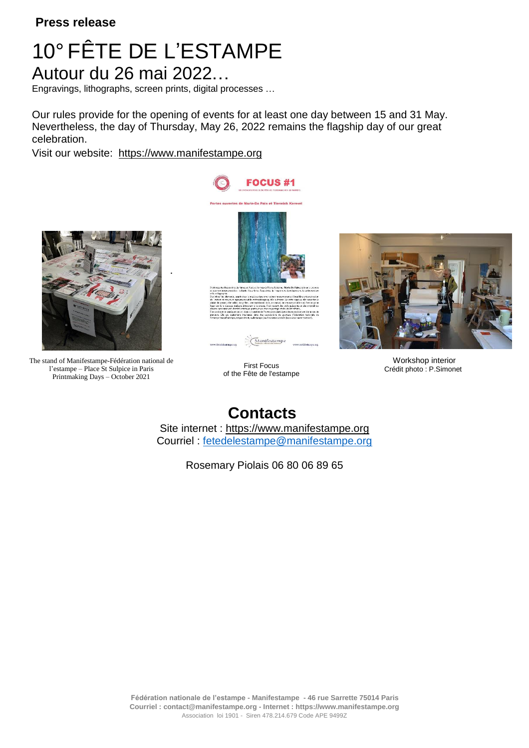**Press release**

# 10° FÊTE DE L'ESTAMPE

## Autour du 26 mai 2022…

Engravings, lithographs, screen prints, digital processes …

Our rules provide for the opening of events for at least one day between 15 and 31 May. Nevertheless, the day of Thursday, May 26, 2022 remains the flagship day of our great celebration.

Visit our website: https://www.manifestampe.org

The stand of Manifestampe-Fédération national de l'estampe – Place St Sulpice in Paris Printmaking Days – October 2021

First Focus of the Fête de l'estampe

Workshop interior
Crédit photo : P.Simonet

## Contacts

Site internet : https://www.manifestampe.org
Courriel : fetedelestampe@manifestampe.org

Rosemary Piolais 06 80 06 89 65

**Fédération nationale de l'estampe - Manifestampe - 46 rue Sarrette 75014 Paris**
**Courriel : contact@manifestampe.org - Internet : https://www.manifestampe.org**
Association loi 1901 - Siren 478.214.679 Code APE 9499Z